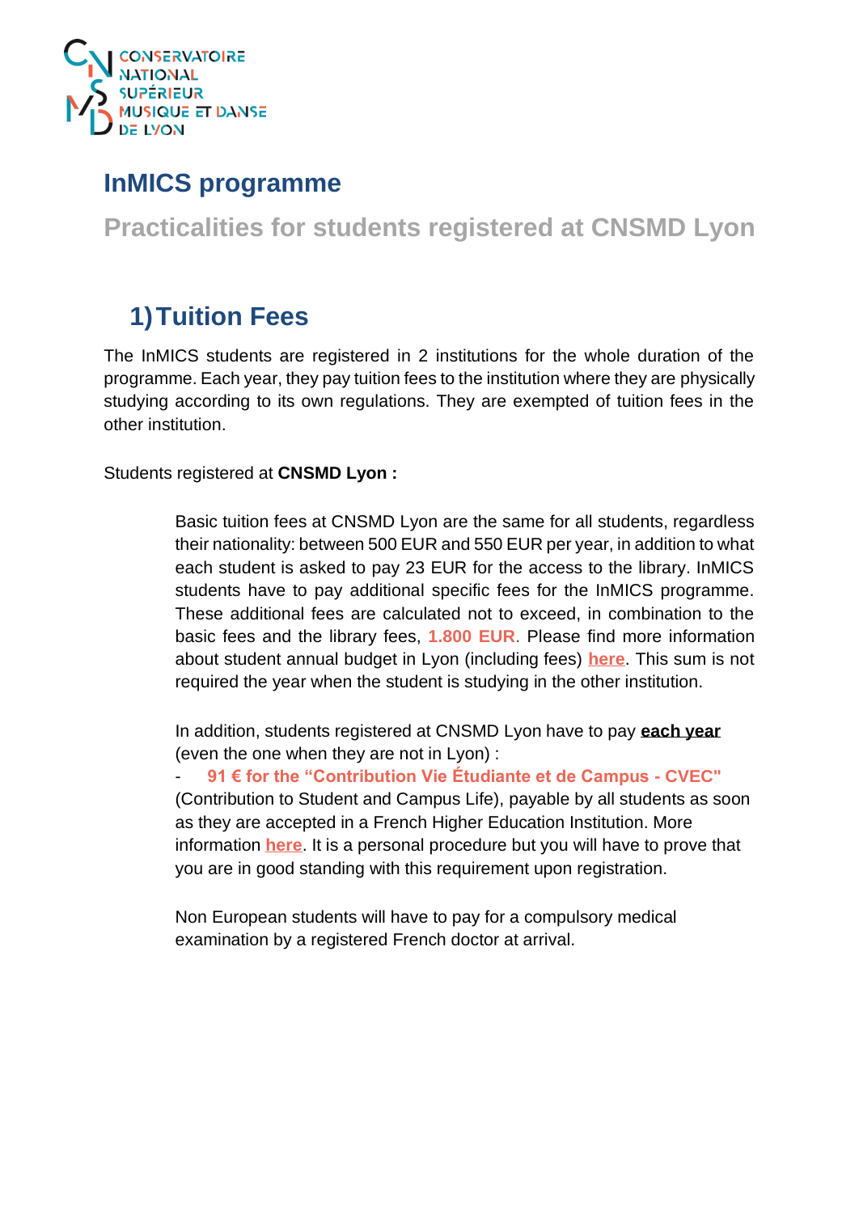CONSERVATOIRE NATIONAL SUPÉRIEUR MUSIQUE ET DANSE DE LYON

# InMICS programme

## Practicalities for students registered at CNSMD Lyon

## 1) Tuition Fees

The InMICS students are registered in 2 institutions for the whole duration of the programme. Each year, they pay tuition fees to the institution where they are physically studying according to its own regulations. They are exempted of tuition fees in the other institution.

Students registered at **CNSMD Lyon :**

Basic tuition fees at CNSMD Lyon are the same for all students, regardless their nationality: between 500 EUR and 550 EUR per year, in addition to what each student is asked to pay 23 EUR for the access to the library. InMICS students have to pay additional specific fees for the InMICS programme. These additional fees are calculated not to exceed, in combination to the basic fees and the library fees, 1.800 EUR. Please find more information about student annual budget in Lyon (including fees) **here**. This sum is not required the year when the student is studying in the other institution.

In addition, students registered at CNSMD Lyon have to pay **each year** (even the one when they are not in Lyon) :

- **91 € for the "Contribution Vie Étudiante et de Campus - CVEC"** (Contribution to Student and Campus Life), payable by all students as soon as they are accepted in a French Higher Education Institution. More information **here**. It is a personal procedure but you will have to prove that you are in good standing with this requirement upon registration.

Non European students will have to pay for a compulsory medical examination by a registered French doctor at arrival.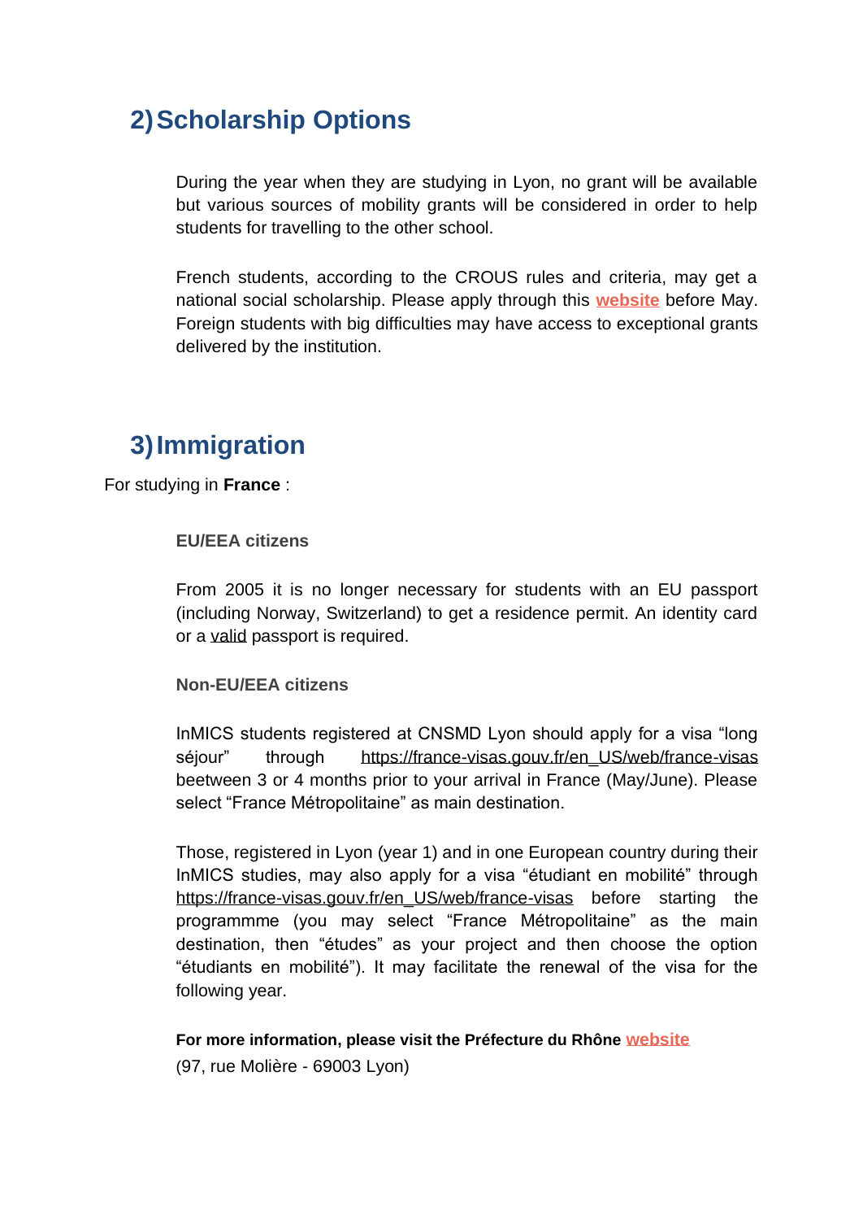## 2) Scholarship Options

During the year when they are studying in Lyon, no grant will be available but various sources of mobility grants will be considered in order to help students for travelling to the other school.

French students, according to the CROUS rules and criteria, may get a national social scholarship. Please apply through this **website** before May. Foreign students with big difficulties may have access to exceptional grants delivered by the institution.

## 3) Immigration

For studying in **France** :

### EU/EEA citizens

From 2005 it is no longer necessary for students with an EU passport (including Norway, Switzerland) to get a residence permit. An identity card or a valid passport is required.

### Non-EU/EEA citizens

InMICS students registered at CNSMD Lyon should apply for a visa "long séjour" through https://france-visas.gouv.fr/en_US/web/france-visas beetween 3 or 4 months prior to your arrival in France (May/June). Please select "France Métropolitaine" as main destination.

Those, registered in Lyon (year 1) and in one European country during their InMICS studies, may also apply for a visa "étudiant en mobilité" through https://france-visas.gouv.fr/en_US/web/france-visas before starting the programmme (you may select "France Métropolitaine" as the main destination, then "études" as your project and then choose the option "étudiants en mobilité"). It may facilitate the renewal of the visa for the following year.

**For more information, please visit the Préfecture du Rhône website**
(97, rue Molière - 69003 Lyon)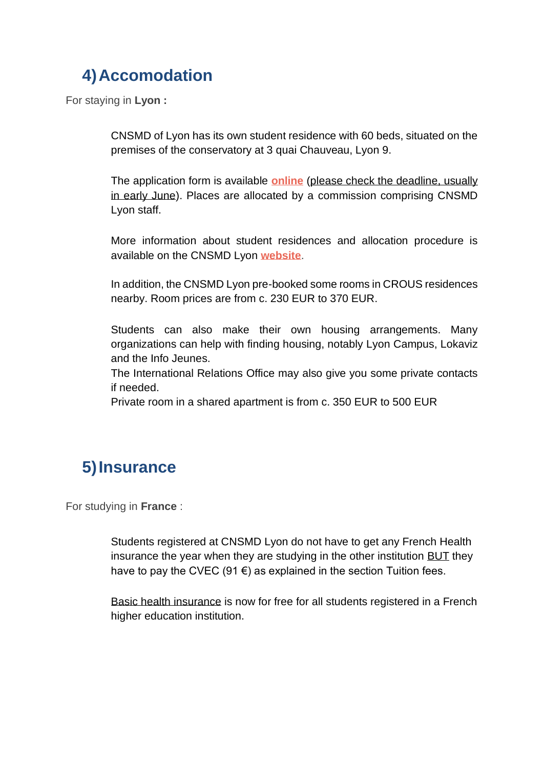## 4) Accomodation

For staying in **Lyon :**

CNSMD of Lyon has its own student residence with 60 beds, situated on the premises of the conservatory at 3 quai Chauveau, Lyon 9.

The application form is available **online** (please check the deadline, usually in early June). Places are allocated by a commission comprising CNSMD Lyon staff.

More information about student residences and allocation procedure is available on the CNSMD Lyon **website**.

In addition, the CNSMD Lyon pre-booked some rooms in CROUS residences nearby. Room prices are from c. 230 EUR to 370 EUR.

Students can also make their own housing arrangements. Many organizations can help with finding housing, notably Lyon Campus, Lokaviz and the Info Jeunes.
The International Relations Office may also give you some private contacts if needed.
Private room in a shared apartment is from c. 350 EUR to 500 EUR

## 5) Insurance

For studying in **France** :

Students registered at CNSMD Lyon do not have to get any French Health insurance the year when they are studying in the other institution BUT they have to pay the CVEC (91 €) as explained in the section Tuition fees.

Basic health insurance is now for free for all students registered in a French higher education institution.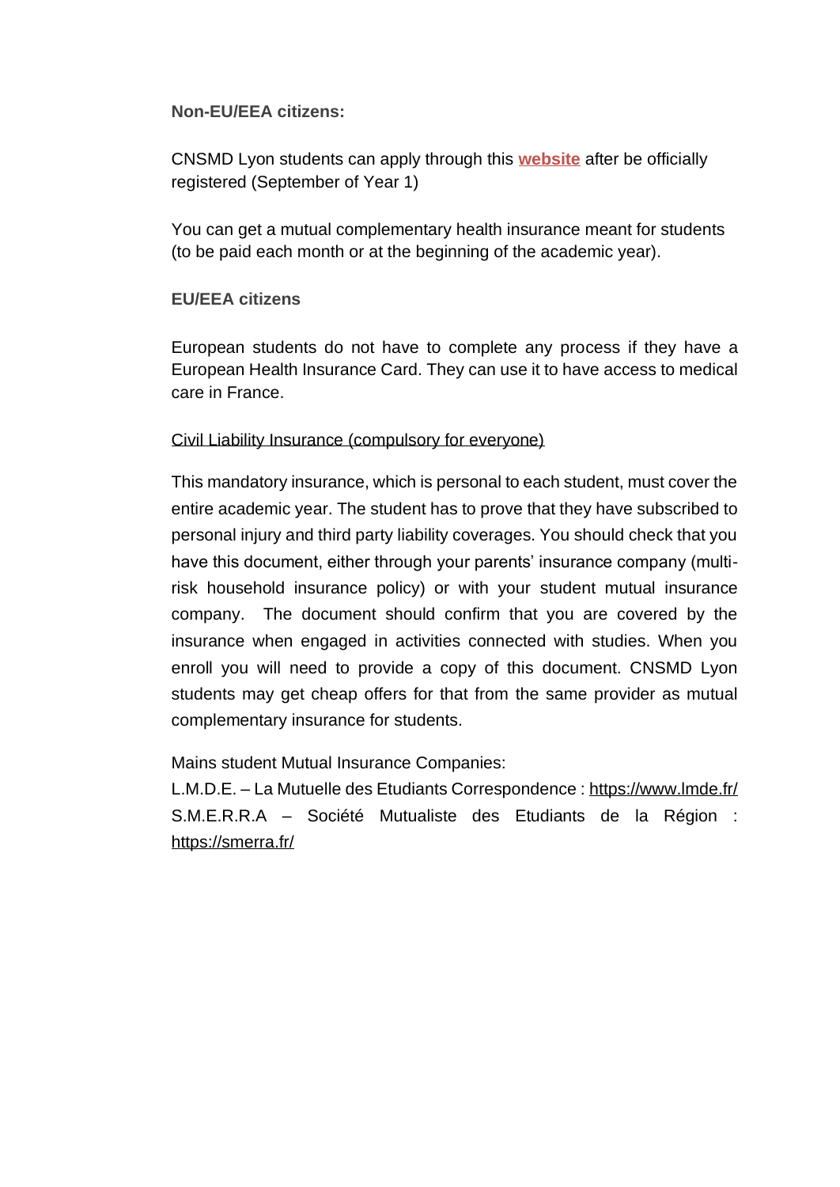**Non-EU/EEA citizens:**

CNSMD Lyon students can apply through this **website** after be officially registered (September of Year 1)

You can get a mutual complementary health insurance meant for students (to be paid each month or at the beginning of the academic year).

**EU/EEA citizens**

European students do not have to complete any process if they have a European Health Insurance Card. They can use it to have access to medical care in France.

Civil Liability Insurance (compulsory for everyone)

This mandatory insurance, which is personal to each student, must cover the entire academic year. The student has to prove that they have subscribed to personal injury and third party liability coverages. You should check that you have this document, either through your parents' insurance company (multi-risk household insurance policy) or with your student mutual insurance company. The document should confirm that you are covered by the insurance when engaged in activities connected with studies. When you enroll you will need to provide a copy of this document. CNSMD Lyon students may get cheap offers for that from the same provider as mutual complementary insurance for students.

Mains student Mutual Insurance Companies:
L.M.D.E. – La Mutuelle des Etudiants Correspondence : https://www.lmde.fr/
S.M.E.R.R.A – Société Mutualiste des Etudiants de la Région : https://smerra.fr/